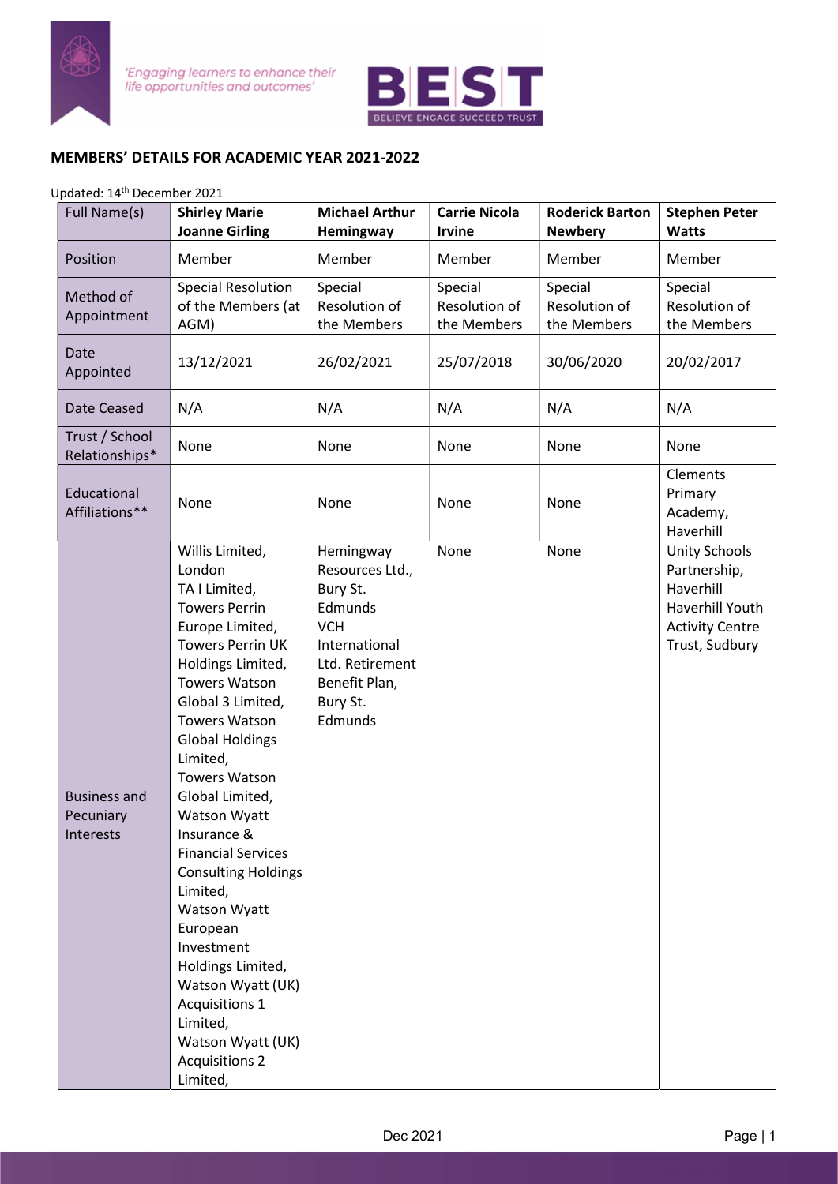'Engaging learners to enhance their life opportunities and outcomes'

BEST BELIEVE ENGAGE SUCCEED TRUST

## MEMBERS' DETAILS FOR ACADEMIC YEAR 2021-2022

Updated: 14th December 2021

| Full Name(s) | **Shirley Marie Joanne Girling** | **Michael Arthur Hemingway** | **Carrie Nicola Irvine** | **Roderick Barton Newbery** | **Stephen Peter Watts** |
|---|---|---|---|---|---|
| Position | Member | Member | Member | Member | Member |
| Method of Appointment | Special Resolution of the Members (at AGM) | Special Resolution of the Members | Special Resolution of the Members | Special Resolution of the Members | Special Resolution of the Members |
| Date Appointed | 13/12/2021 | 26/02/2021 | 25/07/2018 | 30/06/2020 | 20/02/2017 |
| Date Ceased | N/A | N/A | N/A | N/A | N/A |
| Trust / School Relationships* | None | None | None | None | None |
| Educational Affiliations** | None | None | None | None | Clements Primary Academy, Haverhill |
| Business and Pecuniary Interests | Willis Limited, London TA I Limited, Towers Perrin Europe Limited, Towers Perrin UK Holdings Limited, Towers Watson Global 3 Limited, Towers Watson Global Holdings Limited, Towers Watson Global Limited, Watson Wyatt Insurance & Financial Services Consulting Holdings Limited, Watson Wyatt European Investment Holdings Limited, Watson Wyatt (UK) Acquisitions 1 Limited, Watson Wyatt (UK) Acquisitions 2 Limited, | Hemingway Resources Ltd., Bury St. Edmunds VCH International Ltd. Retirement Benefit Plan, Bury St. Edmunds | None | None | Unity Schools Partnership, Haverhill Haverhill Youth Activity Centre Trust, Sudbury |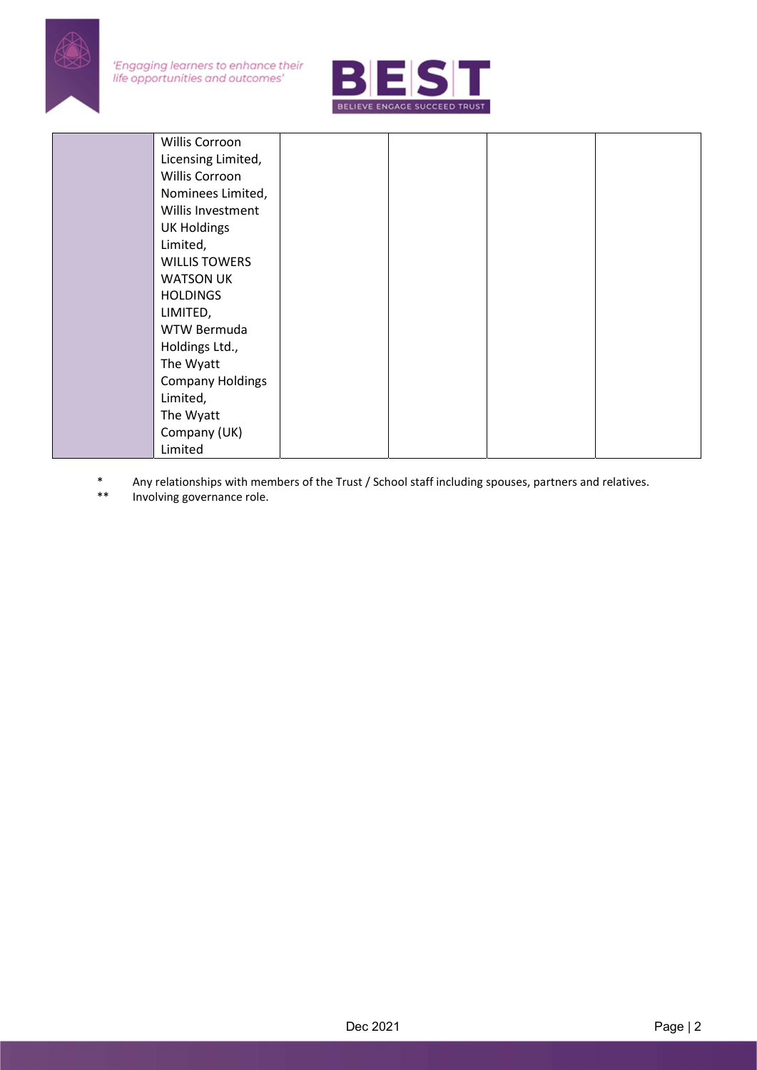| | | | | | |
|---|---|---|---|---|---|
| | Willis Corroon Licensing Limited, Willis Corroon Nominees Limited, Willis Investment UK Holdings Limited, WILLIS TOWERS WATSON UK HOLDINGS LIMITED, WTW Bermuda Holdings Ltd., The Wyatt Company Holdings Limited, The Wyatt Company (UK) Limited | | | | |

\* Any relationships with members of the Trust / School staff including spouses, partners and relatives.
\** Involving governance role.